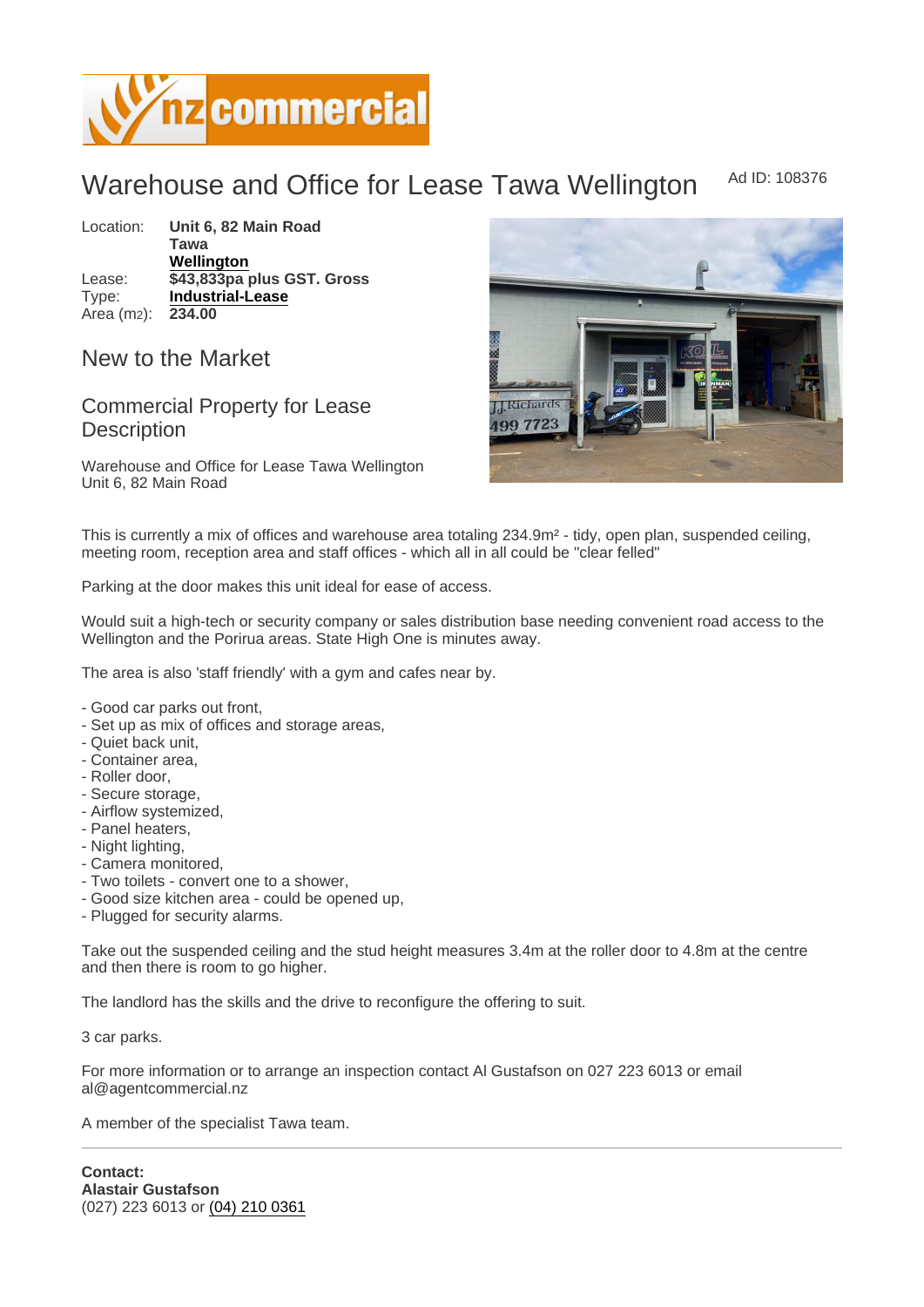# Warehouse and Office for Lease Tawa Wellington

Ad ID: 108376

Location: **Unit 6, 82 Main Road Tawa Wellington**
Lease: **$43,833pa plus GST. Gross**
Type: **Industrial-Lease**
Area ($m^2$): **234.00**

## New to the Market

## Commercial Property for Lease Description

Warehouse and Office for Lease Tawa Wellington
Unit 6, 82 Main Road

This is currently a mix of offices and warehouse area totaling 234.9m² - tidy, open plan, suspended ceiling, meeting room, reception area and staff offices - which all in all could be "clear felled"

Parking at the door makes this unit ideal for ease of access.

Would suit a high-tech or security company or sales distribution base needing convenient road access to the Wellington and the Porirua areas. State High One is minutes away.

The area is also 'staff friendly' with a gym and cafes near by.

- Good car parks out front,
- Set up as mix of offices and storage areas,
- Quiet back unit,
- Container area,
- Roller door,
- Secure storage,
- Airflow systemized,
- Panel heaters,
- Night lighting,
- Camera monitored,
- Two toilets - convert one to a shower,
- Good size kitchen area - could be opened up,
- Plugged for security alarms.

Take out the suspended ceiling and the stud height measures 3.4m at the roller door to 4.8m at the centre and then there is room to go higher.

The landlord has the skills and the drive to reconfigure the offering to suit.

3 car parks.

For more information or to arrange an inspection contact Al Gustafson on 027 223 6013 or email al@agentcommercial.nz

A member of the specialist Tawa team.

---

**Contact:**
**Alastair Gustafson**
(027) 223 6013 or (04) 210 0361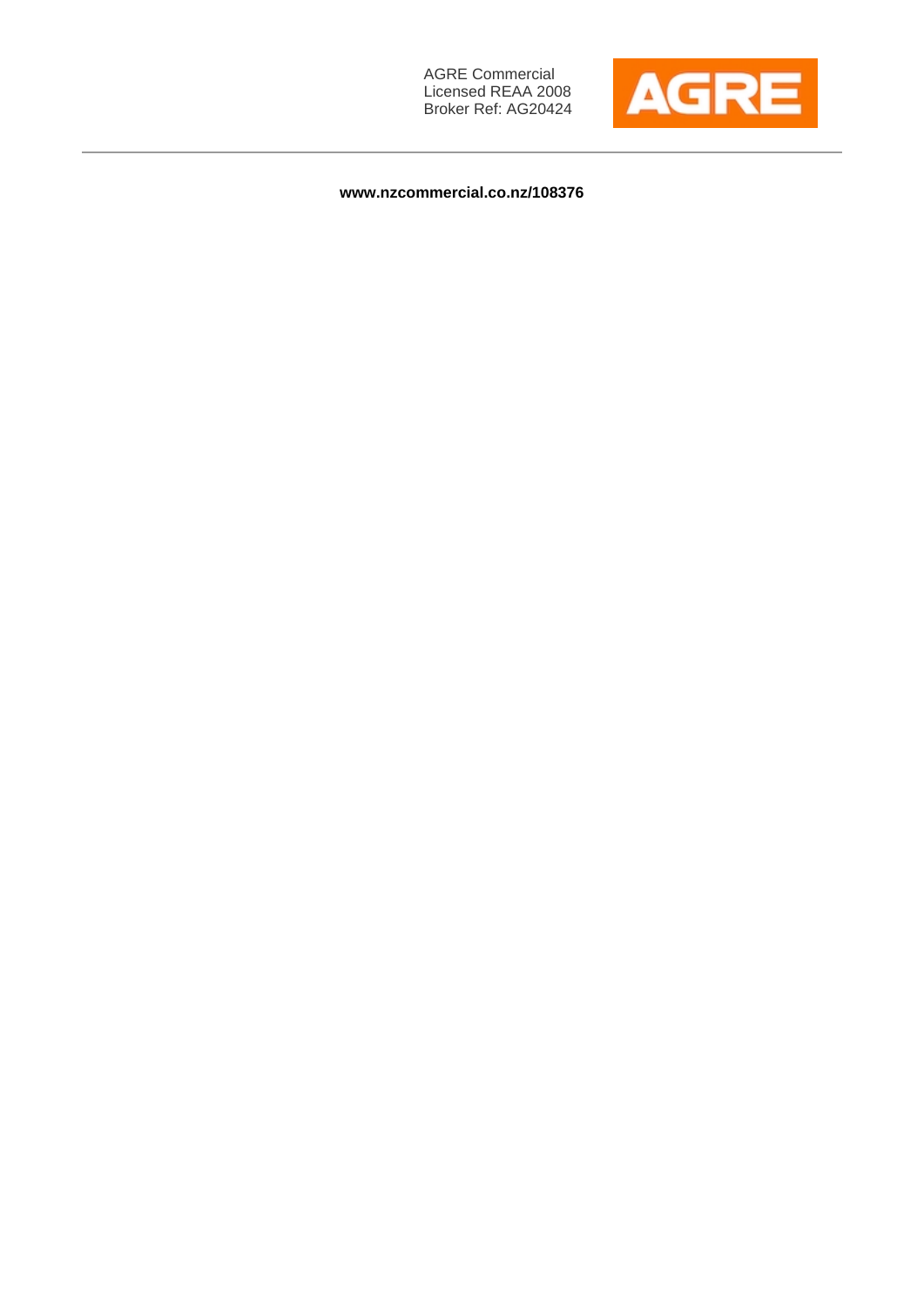AGRE Commercial
Licensed REAA 2008
Broker Ref: AG20424

**www.nzcommercial.co.nz/108376**